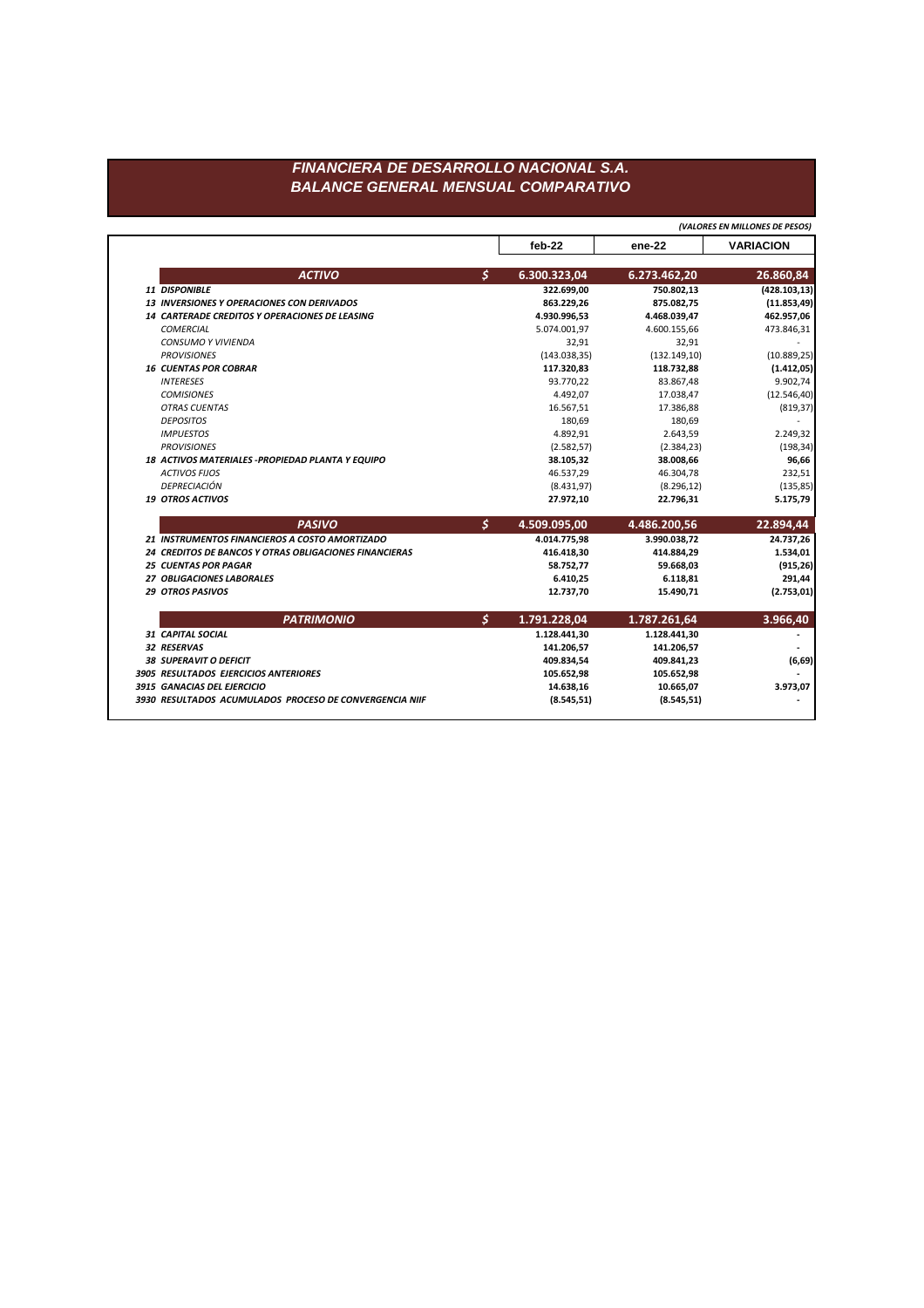# FINANCIERA DE DESARROLLO NACIONAL S.A.
## BALANCE GENERAL MENSUAL COMPARATIVO

*(VALORES EN MILLONES DE PESOS)*

| | | feb-22 | ene-22 | VARIACION |
|---|---|---|---|---|
| ***ACTIVO*** | **$** | **6.300.323,04** | **6.273.462,20** | **26.860,84** |
| ***11 DISPONIBLE*** | | **322.699,00** | **750.802,13** | **(428.103,13)** |
| ***13 INVERSIONES Y OPERACIONES CON DERIVADOS*** | | **863.229,26** | **875.082,75** | **(11.853,49)** |
| ***14 CARTERADE CREDITOS Y OPERACIONES DE LEASING*** | | **4.930.996,53** | **4.468.039,47** | **462.957,06** |
| *COMERCIAL* | | 5.074.001,97 | 4.600.155,66 | 473.846,31 |
| *CONSUMO Y VIVIENDA* | | 32,91 | 32,91 | - |
| *PROVISIONES* | | (143.038,35) | (132.149,10) | (10.889,25) |
| ***16 CUENTAS POR COBRAR*** | | **117.320,83** | **118.732,88** | **(1.412,05)** |
| *INTERESES* | | 93.770,22 | 83.867,48 | 9.902,74 |
| *COMISIONES* | | 4.492,07 | 17.038,47 | (12.546,40) |
| *OTRAS CUENTAS* | | 16.567,51 | 17.386,88 | (819,37) |
| *DEPOSITOS* | | 180,69 | 180,69 | - |
| *IMPUESTOS* | | 4.892,91 | 2.643,59 | 2.249,32 |
| *PROVISIONES* | | (2.582,57) | (2.384,23) | (198,34) |
| ***18 ACTIVOS MATERIALES -PROPIEDAD PLANTA Y EQUIPO*** | | **38.105,32** | **38.008,66** | **96,66** |
| *ACTIVOS FIJOS* | | 46.537,29 | 46.304,78 | 232,51 |
| *DEPRECIACIÓN* | | (8.431,97) | (8.296,12) | (135,85) |
| ***19 OTROS ACTIVOS*** | | **27.972,10** | **22.796,31** | **5.175,79** |
| ***PASIVO*** | **$** | **4.509.095,00** | **4.486.200,56** | **22.894,44** |
| ***21 INSTRUMENTOS FINANCIEROS A COSTO AMORTIZADO*** | | **4.014.775,98** | **3.990.038,72** | **24.737,26** |
| ***24 CREDITOS DE BANCOS Y OTRAS OBLIGACIONES FINANCIERAS*** | | **416.418,30** | **414.884,29** | **1.534,01** |
| ***25 CUENTAS POR PAGAR*** | | **58.752,77** | **59.668,03** | **(915,26)** |
| ***27 OBLIGACIONES LABORALES*** | | **6.410,25** | **6.118,81** | **291,44** |
| ***29 OTROS PASIVOS*** | | **12.737,70** | **15.490,71** | **(2.753,01)** |
| ***PATRIMONIO*** | **$** | **1.791.228,04** | **1.787.261,64** | **3.966,40** |
| ***31 CAPITAL SOCIAL*** | | **1.128.441,30** | **1.128.441,30** | **-** |
| ***32 RESERVAS*** | | **141.206,57** | **141.206,57** | **-** |
| ***38 SUPERAVIT O DEFICIT*** | | **409.834,54** | **409.841,23** | **(6,69)** |
| ***3905 RESULTADOS EJERCICIOS ANTERIORES*** | | **105.652,98** | **105.652,98** | **-** |
| ***3915 GANACIAS DEL EJERCICIO*** | | **14.638,16** | **10.665,07** | **3.973,07** |
| ***3930 RESULTADOS ACUMULADOS PROCESO DE CONVERGENCIA NIIF*** | | **(8.545,51)** | **(8.545,51)** | **-** |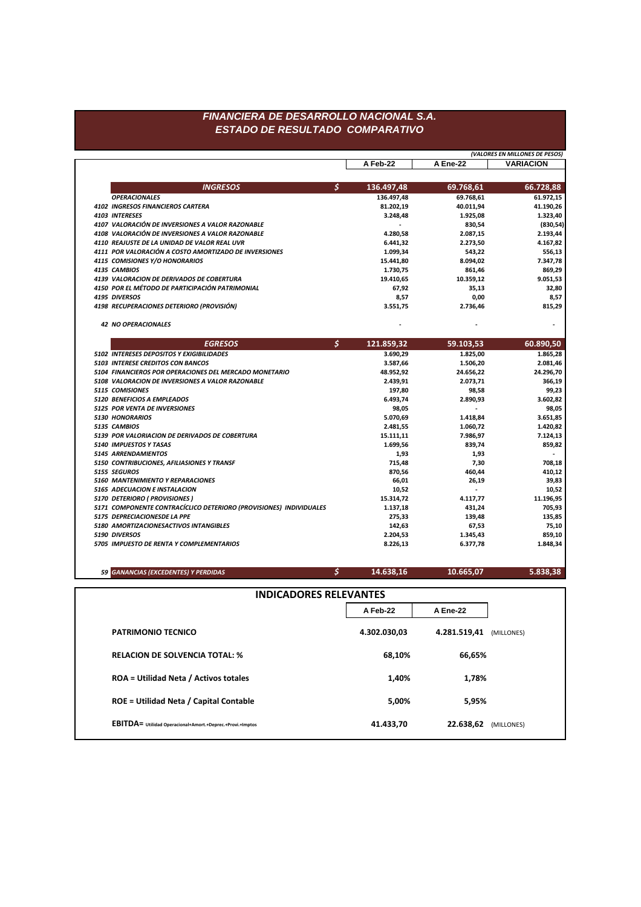# FINANCIERA DE DESARROLLO NACIONAL S.A.
## ESTADO DE RESULTADO COMPARATIVO

*(VALORES EN MILLONES DE PESOS)*

| | | A Feb-22 | A Ene-22 | VARIACION |
|---|---|---|---|---|
| **INGRESOS** | **$** | **136.497,48** | **69.768,61** | **66.728,88** |
| **OPERACIONALES** | | 136.497,48 | 69.768,61 | 61.972,15 |
| 4102 INGRESOS FINANCIEROS CARTERA | | 81.202,19 | 40.011,94 | 41.190,26 |
| 4103 INTERESES | | 3.248,48 | 1.925,08 | 1.323,40 |
| 4107 VALORACIÓN DE INVERSIONES A VALOR RAZONABLE | | - | 830,54 | (830,54) |
| 4108 VALORACIÓN DE INVERSIONES A VALOR RAZONABLE | | 4.280,58 | 2.087,15 | 2.193,44 |
| 4110 REAJUSTE DE LA UNIDAD DE VALOR REAL UVR | | 6.441,32 | 2.273,50 | 4.167,82 |
| 4111 POR VALORACIÓN A COSTO AMORTIZADO DE INVERSIONES | | 1.099,34 | 543,22 | 556,13 |
| 4115 COMISIONES Y/O HONORARIOS | | 15.441,80 | 8.094,02 | 7.347,78 |
| 4135 CAMBIOS | | 1.730,75 | 861,46 | 869,29 |
| 4139 VALORACION DE DERIVADOS DE COBERTURA | | 19.410,65 | 10.359,12 | 9.051,53 |
| 4150 POR EL MÉTODO DE PARTICIPACIÓN PATRIMONIAL | | 67,92 | 35,13 | 32,80 |
| 4195 DIVERSOS | | 8,57 | 0,00 | 8,57 |
| 4198 RECUPERACIONES DETERIORO (PROVISIÓN) | | 3.551,75 | 2.736,46 | 815,29 |
| 42 NO OPERACIONALES | | - | - | - |
| **EGRESOS** | **$** | **121.859,32** | **59.103,53** | **60.890,50** |
| 5102 INTERESES DEPOSITOS Y EXIGIBILIDADES | | 3.690,29 | 1.825,00 | 1.865,28 |
| 5103 INTERESE CREDITOS CON BANCOS | | 3.587,66 | 1.506,20 | 2.081,46 |
| 5104 FINANCIEROS POR OPERACIONES DEL MERCADO MONETARIO | | 48.952,92 | 24.656,22 | 24.296,70 |
| 5108 VALORACION DE INVERSIONES A VALOR RAZONABLE | | 2.439,91 | 2.073,71 | 366,19 |
| 5115 COMISIONES | | 197,80 | 98,58 | 99,23 |
| 5120 BENEFICIOS A EMPLEADOS | | 6.493,74 | 2.890,93 | 3.602,82 |
| 5125 POR VENTA DE INVERSIONES | | 98,05 | - | 98,05 |
| 5130 HONORARIOS | | 5.070,69 | 1.418,84 | 3.651,85 |
| 5135 CAMBIOS | | 2.481,55 | 1.060,72 | 1.420,82 |
| 5139 POR VALORIACION DE DERIVADOS DE COBERTURA | | 15.111,11 | 7.986,97 | 7.124,13 |
| 5140 IMPUESTOS Y TASAS | | 1.699,56 | 839,74 | 859,82 |
| 5145 ARRENDAMIENTOS | | 1,93 | 1,93 | - |
| 5150 CONTRIBUCIONES, AFILIASIONES Y TRANSF | | 715,48 | 7,30 | 708,18 |
| 5155 SEGUROS | | 870,56 | 460,44 | 410,12 |
| 5160 MANTENIMIENTO Y REPARACIONES | | 66,01 | 26,19 | 39,83 |
| 5165 ADECUACION E INSTALACION | | 10,52 | - | 10,52 |
| 5170 DETERIORO ( PROVISIONES ) | | 15.314,72 | 4.117,77 | 11.196,95 |
| 5171 COMPONENTE CONTRACÍCLICO DETERIORO (PROVISIONES) INDIVIDUALES | | 1.137,18 | 431,24 | 705,93 |
| 5175 DEPRECIACIONESDE LA PPE | | 275,33 | 139,48 | 135,85 |
| 5180 AMORTIZACIONESACTIVOS INTANGIBLES | | 142,63 | 67,53 | 75,10 |
| 5190 DIVERSOS | | 2.204,53 | 1.345,43 | 859,10 |
| 5705 IMPUESTO DE RENTA Y COMPLEMENTARIOS | | 8.226,13 | 6.377,78 | 1.848,34 |
| **59 GANANCIAS (EXCEDENTES) Y PERDIDAS** | **$** | **14.638,16** | **10.665,07** | **5.838,38** |

## INDICADORES RELEVANTES

| | A Feb-22 | A Ene-22 | |
|---|---|---|---|
| **PATRIMONIO TECNICO** | 4.302.030,03 | 4.281.519,41 | (MILLONES) |
| **RELACION DE SOLVENCIA TOTAL: %** | 68,10% | 66,65% | |
| **ROA = Utilidad Neta / Activos totales** | 1,40% | 1,78% | |
| **ROE = Utilidad Neta / Capital Contable** | 5,00% | 5,95% | |
| **EBITDA=** Utilidad Operacional+Amort.+Deprec.+Provi.+Imptos | 41.433,70 | 22.638,62 | (MILLONES) |